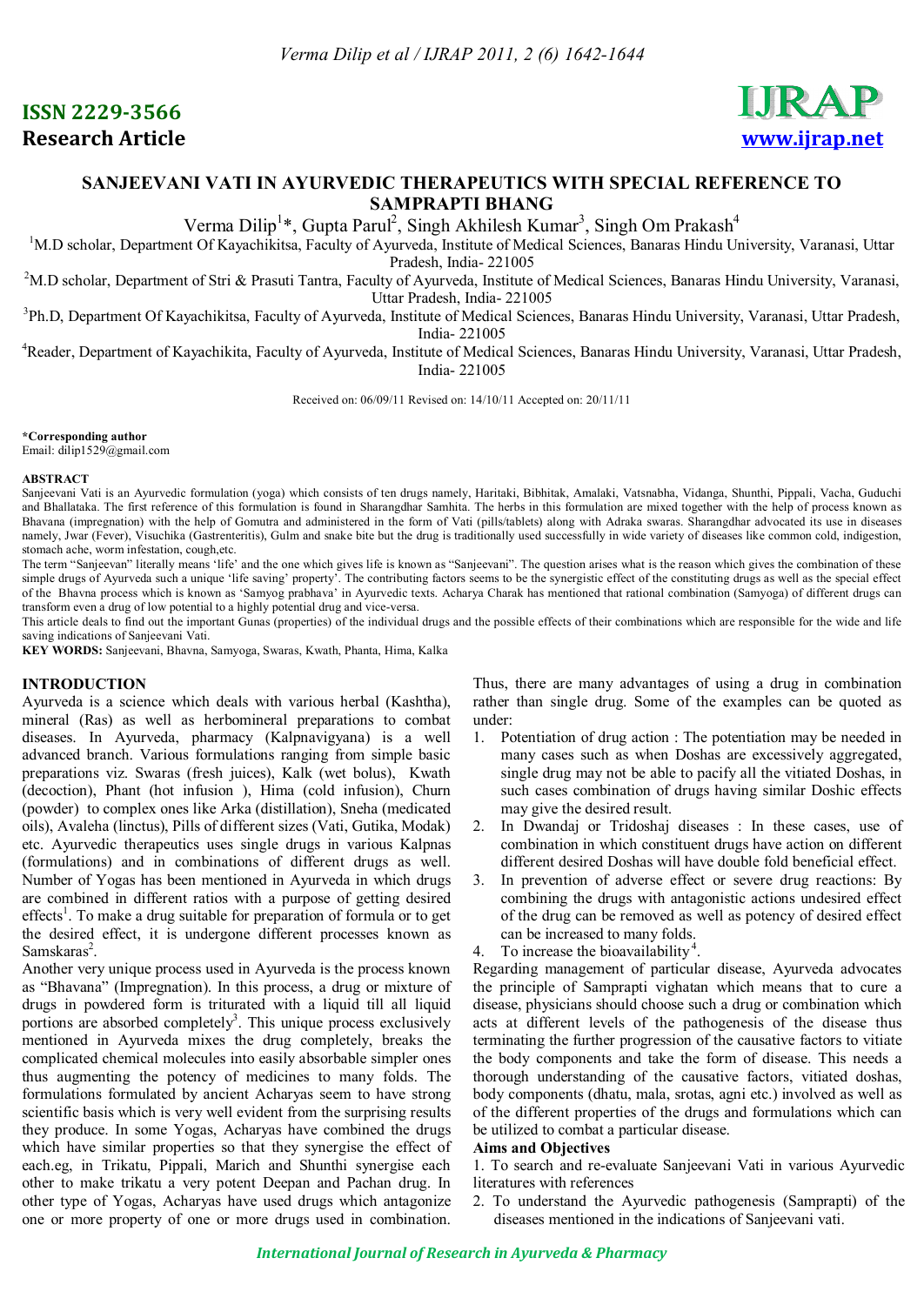ISSN 2229-3566

Research Article

# SANJEEVANI VATI IN AYURVEDIC THERAPEUTICS WITH SPECIAL REFERENCE TO SAMPRAPTI BHANG

Verma Dilip[1]*, Gupta Parul[2], Singh Akhilesh Kumar[3], Singh Om Prakash[4]

[1]M.D scholar, Department Of Kayachikitsa, Faculty of Ayurveda, Institute of Medical Sciences, Banaras Hindu University, Varanasi, Uttar Pradesh, India- 221005

[2]M.D scholar, Department of Stri & Prasuti Tantra, Faculty of Ayurveda, Institute of Medical Sciences, Banaras Hindu University, Varanasi, Uttar Pradesh, India- 221005

[3]Ph.D, Department Of Kayachikitsa, Faculty of Ayurveda, Institute of Medical Sciences, Banaras Hindu University, Varanasi, Uttar Pradesh, India- 221005

[4]Reader, Department of Kayachikita, Faculty of Ayurveda, Institute of Medical Sciences, Banaras Hindu University, Varanasi, Uttar Pradesh, India- 221005

Received on: 06/09/11 Revised on: 14/10/11 Accepted on: 20/11/11

**\*Corresponding author**
Email: dilip1529@gmail.com

**ABSTRACT**

Sanjeevani Vati is an Ayurvedic formulation (yoga) which consists of ten drugs namely, Haritaki, Bibhitak, Amalaki, Vatsnabha, Vidanga, Shunthi, Pippali, Vacha, Guduchi and Bhallataka. The first reference of this formulation is found in Sharangdhar Samhita. The herbs in this formulation are mixed together with the help of process known as Bhavana (impregnation) with the help of Gomutra and administered in the form of Vati (pills/tablets) along with Adraka swaras. Sharangdhar advocated its use in diseases namely, Jwar (Fever), Visuchika (Gastrenteritis), Gulm and snake bite but the drug is traditionally used successfully in wide variety of diseases like common cold, indigestion, stomach ache, worm infestation, cough,etc.

The term "Sanjeevan" literally means 'life' and the one which gives life is known as "Sanjeevani". The question arises what is the reason which gives the combination of these simple drugs of Ayurveda such a unique 'life saving' property'. The contributing factors seems to be the synergistic effect of the constituting drugs as well as the special effect of the Bhavna process which is known as 'Samyog prabhava' in Ayurvedic texts. Acharya Charak has mentioned that rational combination (Samyoga) of different drugs can transform even a drug of low potential to a highly potential drug and vice-versa.

This article deals to find out the important Gunas (properties) of the individual drugs and the possible effects of their combinations which are responsible for the wide and life saving indications of Sanjeevani Vati.

**KEY WORDS:** Sanjeevani, Bhavna, Samyoga, Swaras, Kwath, Phanta, Hima, Kalka

## INTRODUCTION

Ayurveda is a science which deals with various herbal (Kashtha), mineral (Ras) as well as herbomineral preparations to combat diseases. In Ayurveda, pharmacy (Kalpnavigyana) is a well advanced branch. Various formulations ranging from simple basic preparations viz. Swaras (fresh juices), Kalk (wet bolus), Kwath (decoction), Phant (hot infusion ), Hima (cold infusion), Churn (powder) to complex ones like Arka (distillation), Sneha (medicated oils), Avaleha (linctus), Pills of different sizes (Vati, Gutika, Modak) etc. Ayurvedic therapeutics uses single drugs in various Kalpnas (formulations) and in combinations of different drugs as well. Number of Yogas has been mentioned in Ayurveda in which drugs are combined in different ratios with a purpose of getting desired effects[1]. To make a drug suitable for preparation of formula or to get the desired effect, it is undergone different processes known as Samskaras[2].

Another very unique process used in Ayurveda is the process known as "Bhavana" (Impregnation). In this process, a drug or mixture of drugs in powdered form is triturated with a liquid till all liquid portions are absorbed completely[3]. This unique process exclusively mentioned in Ayurveda mixes the drug completely, breaks the complicated chemical molecules into easily absorbable simpler ones thus augmenting the potency of medicines to many folds. The formulations formulated by ancient Acharyas seem to have strong scientific basis which is very well evident from the surprising results they produce. In some Yogas, Acharyas have combined the drugs which have similar properties so that they synergise the effect of each.eg, in Trikatu, Pippali, Marich and Shunthi synergise each other to make trikatu a very potent Deepan and Pachan drug. In other type of Yogas, Acharyas have used drugs which antagonize one or more property of one or more drugs used in combination. Thus, there are many advantages of using a drug in combination rather than single drug. Some of the examples can be quoted as under:

1. Potentiation of drug action : The potentiation may be needed in many cases such as when Doshas are excessively aggregated, single drug may not be able to pacify all the vitiated Doshas, in such cases combination of drugs having similar Doshic effects may give the desired result.
2. In Dwandaj or Tridoshaj diseases : In these cases, use of combination in which constituent drugs have action on different different desired Doshas will have double fold beneficial effect.
3. In prevention of adverse effect or severe drug reactions: By combining the drugs with antagonistic actions undesired effect of the drug can be removed as well as potency of desired effect can be increased to many folds.
4. To increase the bioavailability[4].

Regarding management of particular disease, Ayurveda advocates the principle of Samprapti vighatan which means that to cure a disease, physicians should choose such a drug or combination which acts at different levels of the pathogenesis of the disease thus terminating the further progression of the causative factors to vitiate the body components and take the form of disease. This needs a thorough understanding of the causative factors, vitiated doshas, body components (dhatu, mala, srotas, agni etc.) involved as well as of the different properties of the drugs and formulations which can be utilized to combat a particular disease.

**Aims and Objectives**

1. To search and re-evaluate Sanjeevani Vati in various Ayurvedic literatures with references
2. To understand the Ayurvedic pathogenesis (Samprapti) of the diseases mentioned in the indications of Sanjeevani vati.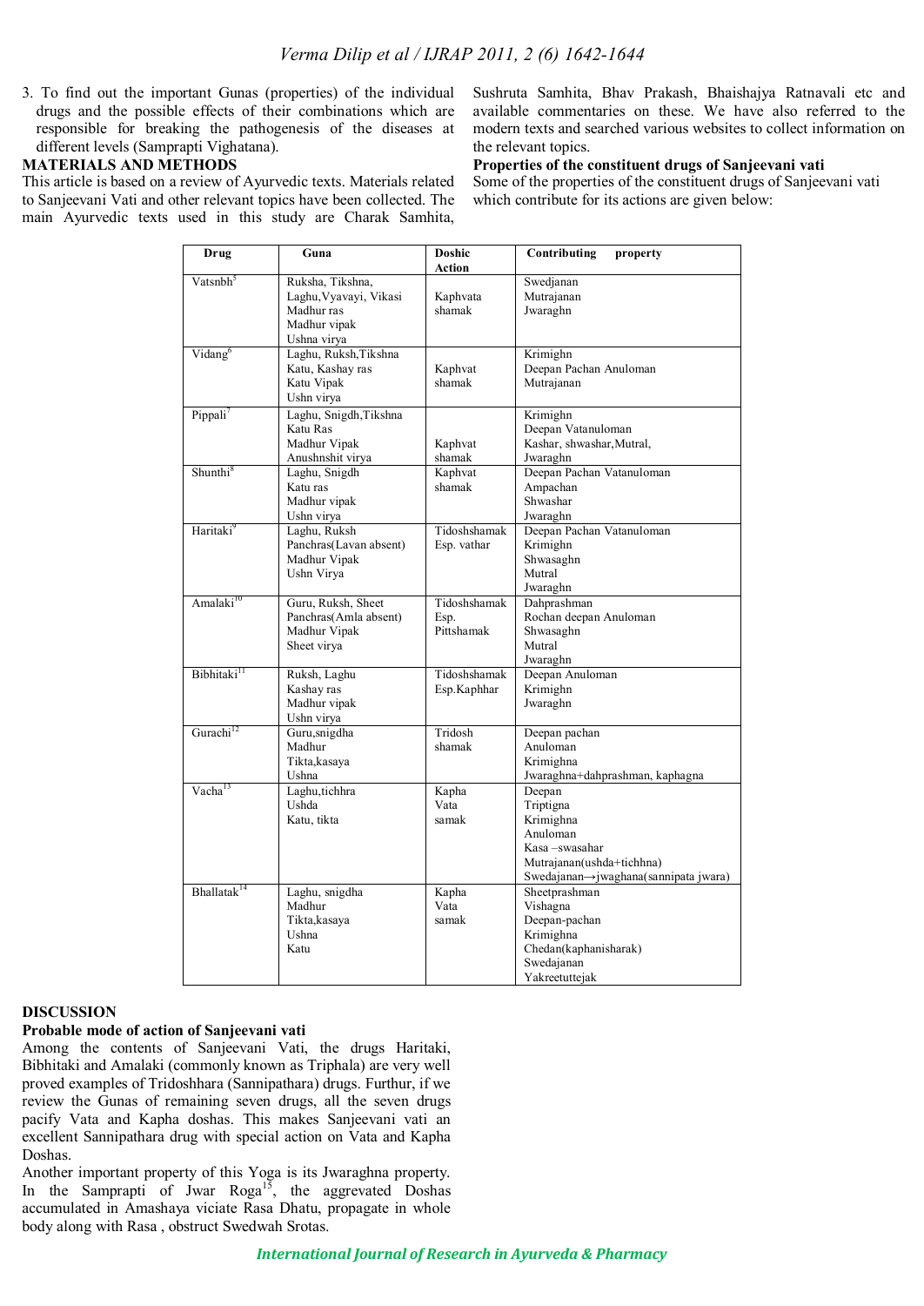3. To find out the important Gunas (properties) of the individual drugs and the possible effects of their combinations which are responsible for breaking the pathogenesis of the diseases at different levels (Samprapti Vighatana).

## MATERIALS AND METHODS

This article is based on a review of Ayurvedic texts. Materials related to Sanjeevani Vati and other relevant topics have been collected. The main Ayurvedic texts used in this study are Charak Samhita, Sushruta Samhita, Bhav Prakash, Bhaishajya Ratnavali etc and available commentaries on these. We have also referred to the modern texts and searched various websites to collect information on the relevant topics.

### Properties of the constituent drugs of Sanjeevani vati

Some of the properties of the constituent drugs of Sanjeevani vati which contribute for its actions are given below:

| Drug | Guna | Doshic Action | Contributing property |
|---|---|---|---|
| Vatsnbh[5] | Ruksha, Tikshna,<br>Laghu, Vyavayi, Vikasi<br>Madhur ras<br>Madhur vipak<br>Ushna virya | Kaphvata shamak | Swedjanan<br>Mutrajanan<br>Jwaraghn |
| Vidang[6] | Laghu, Ruksh, Tikshna<br>Katu, Kashay ras<br>Katu Vipak<br>Ushn virya | Kaphvat shamak | Krimighn<br>Deepan Pachan Anuloman<br>Mutrajanan |
| Pippali[7] | Laghu, Snigdh, Tikshna<br>Katu Ras<br>Madhur Vipak<br>Anushnshit virya | Kaphvat shamak | Krimighn<br>Deepan Vatanuloman<br>Kashar, shwashar, Mutral,<br>Jwaraghn |
| Shunthi[8] | Laghu, Snigdh<br>Katu ras<br>Madhur vipak<br>Ushn virya | Kaphvat shamak | Deepan Pachan Vatanuloman<br>Ampachan<br>Shwashar<br>Jwaraghn |
| Haritaki[9] | Laghu, Ruksh<br>Panchras(Lavan absent)<br>Madhur Vipak<br>Ushn Virya | Tidoshshamak Esp. vathar | Deepan Pachan Vatanuloman<br>Krimighn<br>Shwasaghn<br>Mutral<br>Jwaraghn |
| Amalaki[10] | Guru, Ruksh, Sheet<br>Panchras(Amla absent)<br>Madhur Vipak<br>Sheet virya | Tidoshshamak Esp. Pittshamak | Dahprashman<br>Rochan deepan Anuloman<br>Shwasaghn<br>Mutral<br>Jwaraghn |
| Bibhitaki[11] | Ruksh, Laghu<br>Kashay ras<br>Madhur vipak<br>Ushn virya | Tidoshshamak Esp.Kaphhar | Deepan Anuloman<br>Krimighn<br>Jwaraghn |
| Gurachi[12] | Guru,snigdha<br>Madhur<br>Tikta,kasaya<br>Ushna | Tridosh shamak | Deepan pachan<br>Anuloman<br>Krimighna<br>Jwaraghna+dahprashman, kaphagna |
| Vacha[13] | Laghu,tichhra<br>Ushda<br>Katu, tikta | Kapha Vata samak | Deepan<br>Triptigna<br>Krimighna<br>Anuloman<br>Kasa –swasahar<br>Mutrajanan(ushda+tichhna)<br>Swedajanan→jwaghana(sannipata jwara) |
| Bhallatak[14] | Laghu, snigdha<br>Madhur<br>Tikta,kasaya<br>Ushna<br>Katu | Kapha Vata samak | Sheetprashman<br>Vishagna<br>Deepan-pachan<br>Krimighna<br>Chedan(kaphanisharak)<br>Swedajanan<br>Yakreetuttejak |

## DISCUSSION

### Probable mode of action of Sanjeevani vati

Among the contents of Sanjeevani Vati, the drugs Haritaki, Bibhitaki and Amalaki (commonly known as Triphala) are very well proved examples of Tridoshhara (Sannipathara) drugs. Furthur, if we review the Gunas of remaining seven drugs, all the seven drugs pacify Vata and Kapha doshas. This makes Sanjeevani vati an excellent Sannipathara drug with special action on Vata and Kapha Doshas.

Another important property of this Yoga is its Jwaraghna property. In the Samprapti of Jwar Roga[15], the aggrevated Doshas accumulated in Amashaya viciate Rasa Dhatu, propagate in whole body along with Rasa , obstruct Swedwah Srotas.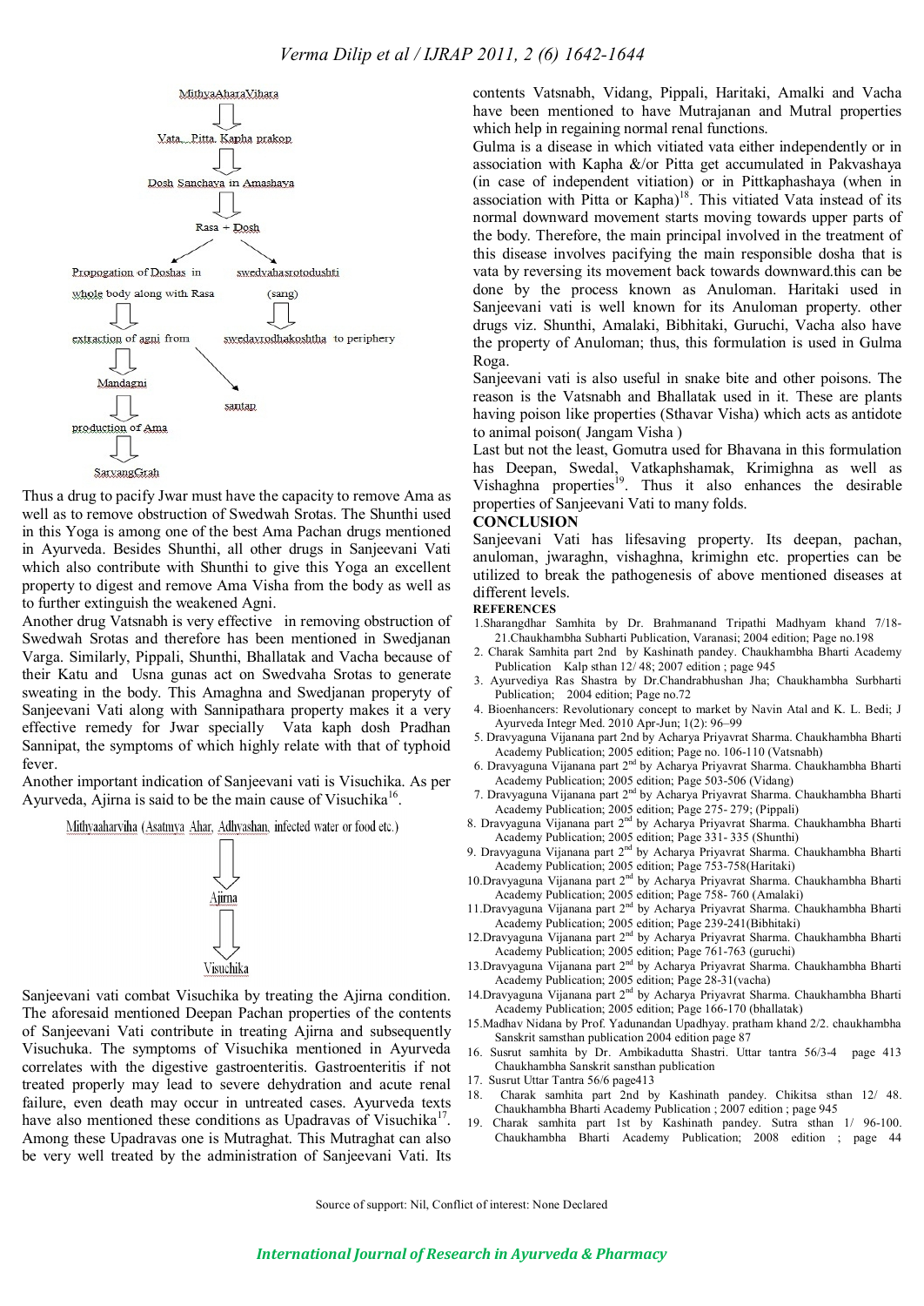MithyaAharaVihara

↓

Vata, Pitta, Kapha prakop

↓

Dosh Sanchaya in Amashaya

↓

Rasa + Dosh

Propogation of Doshas in whole body along with Rasa → extraction of agni from → Mandagni → production of Ama → SarvangGrah

swedvahasrotodushti (sang) → swedavrodhakoshtha to periphery → santap

Thus a drug to pacify Jwar must have the capacity to remove Ama as well as to remove obstruction of Swedwah Srotas. The Shunthi used in this Yoga is among one of the best Ama Pachan drugs mentioned in Ayurveda. Besides Shunthi, all other drugs in Sanjeevani Vati which also contribute with Shunthi to give this Yoga an excellent property to digest and remove Ama Visha from the body as well as to further extinguish the weakened Agni.

Another drug Vatsnabh is very effective in removing obstruction of Swedwah Srotas and therefore has been mentioned in Swedjanan Varga. Similarly, Pippali, Shunthi, Bhallatak and Vacha because of their Katu and Usna gunas act on Swedvaha Srotas to generate sweating in the body. This Amaghna and Swedjanan properyty of Sanjeevani Vati along with Sannipathara property makes it a very effective remedy for Jwar specially Vata kaph dosh Pradhan Sannipat, the symptoms of which highly relate with that of typhoid fever.

Another important indication of Sanjeevani vati is Visuchika. As per Ayurveda, Ajirna is said to be the main cause of Visuchika[16].

Mithyaaharviha (Asatmya Ahar, Adhyashan, infected water or food etc.)

↓

Ajirna

↓

Visuchika

Sanjeevani vati combat Visuchika by treating the Ajirna condition. The aforesaid mentioned Deepan Pachan properties of the contents of Sanjeevani Vati contribute in treating Ajirna and subsequently Visuchuka. The symptoms of Visuchika mentioned in Ayurveda correlates with the digestive gastroenteritis. Gastroenteritis if not treated properly may lead to severe dehydration and acute renal failure, even death may occur in untreated cases. Ayurveda texts have also mentioned these conditions as Upadravas of Visuchika[17]. Among these Upadravas one is Mutraghat. This Mutraghat can also be very well treated by the administration of Sanjeevani Vati. Its contents Vatsnabh, Vidang, Pippali, Haritaki, Amalki and Vacha have been mentioned to have Mutrajanan and Mutral properties which help in regaining normal renal functions.

Gulma is a disease in which vitiated vata either independently or in association with Kapha &/or Pitta get accumulated in Pakvashaya (in case of independent vitiation) or in Pittkaphashaya (when in association with Pitta or Kapha)[18]. This vitiated Vata instead of its normal downward movement starts moving towards upper parts of the body. Therefore, the main principal involved in the treatment of this disease involves pacifying the main responsible dosha that is vata by reversing its movement back towards downward.this can be done by the process known as Anuloman. Haritaki used in Sanjeevani vati is well known for its Anuloman property. other drugs viz. Shunthi, Amalaki, Bibhitaki, Guruchi, Vacha also have the property of Anuloman; thus, this formulation is used in Gulma Roga.

Sanjeevani vati is also useful in snake bite and other poisons. The reason is the Vatsnabh and Bhallatak used in it. These are plants having poison like properties (Sthavar Visha) which acts as antidote to animal poison( Jangam Visha )

Last but not the least, Gomutra used for Bhavana in this formulation has Deepan, Swedal, Vatkaphshamak, Krimighna as well as Vishaghna properties[19]. Thus it also enhances the desirable properties of Sanjeevani Vati to many folds.

## CONCLUSION

Sanjeevani Vati has lifesaving property. Its deepan, pachan, anuloman, jwaraghn, vishaghna, krimighn etc. properties can be utilized to break the pathogenesis of above mentioned diseases at different levels.

## REFERENCES

1. Sharangdhar Samhita by Dr. Brahmanand Tripathi Madhyam khand 7/18-21.Chaukhambha Subharti Publication, Varanasi; 2004 edition; Page no.198
2. Charak Samhita part 2nd by Kashinath pandey. Chaukhambha Bharti Academy Publication Kalp sthan 12/ 48; 2007 edition ; page 945
3. Ayurvediya Ras Shastra by Dr.Chandrabhushan Jha; Chaukhambha Surbharti Publication; 2004 edition; Page no.72
4. Bioenhancers: Revolutionary concept to market by Navin Atal and K. L. Bedi; J Ayurveda Integr Med. 2010 Apr-Jun; 1(2): 96–99
5. Dravyaguna Vijanana part 2nd by Acharya Priyavrat Sharma. Chaukhambha Bharti Academy Publication; 2005 edition; Page no. 106-110 (Vatsnabh)
6. Dravyaguna Vijanana part 2nd by Acharya Priyavrat Sharma. Chaukhambha Bharti Academy Publication; 2005 edition; Page 503-506 (Vidang)
7. Dravyaguna Vijanana part 2nd by Acharya Priyavrat Sharma. Chaukhambha Bharti Academy Publication; 2005 edition; Page 275- 279; (Pippali)
8. Dravyaguna Vijanana part 2nd by Acharya Priyavrat Sharma. Chaukhambha Bharti Academy Publication; 2005 edition; Page 331- 335 (Shunthi)
9. Dravyaguna Vijanana part 2nd by Acharya Priyavrat Sharma. Chaukhambha Bharti Academy Publication; 2005 edition; Page 753-758(Haritaki)
10. Dravyaguna Vijanana part 2nd by Acharya Priyavrat Sharma. Chaukhambha Bharti Academy Publication; 2005 edition; Page 758- 760 (Amalaki)
11. Dravyaguna Vijanana part 2nd by Acharya Priyavrat Sharma. Chaukhambha Bharti Academy Publication; 2005 edition; Page 239-241(Bibhitaki)
12. Dravyaguna Vijanana part 2nd by Acharya Priyavrat Sharma. Chaukhambha Bharti Academy Publication; 2005 edition; Page 761-763 (guruchi)
13. Dravyaguna Vijanana part 2nd by Acharya Priyavrat Sharma. Chaukhambha Bharti Academy Publication; 2005 edition; Page 28-31(vacha)
14. Dravyaguna Vijanana part 2nd by Acharya Priyavrat Sharma. Chaukhambha Bharti Academy Publication; 2005 edition; Page 166-170 (bhallatak)
15. Madhav Nidana by Prof. Yadunandan Upadhyay. pratham khand 2/2. chaukhambha Sanskrit samsthan publication 2004 edition page 87
16. Susrut samhita by Dr. Ambikadutta Shastri. Uttar tantra 56/3-4 page 413 Chaukhambha Sanskrit sansthan publication
17. Susrut Uttar Tantra 56/6 page413
18. Charak samhita part 2nd by Kashinath pandey. Chikitsa sthan 12/ 48. Chaukhambha Bharti Academy Publication ; 2007 edition ; page 945
19. Charak samhita part 1st by Kashinath pandey. Sutra sthan 1/ 96-100. Chaukhambha Bharti Academy Publication; 2008 edition ; page 44

Source of support: Nil, Conflict of interest: None Declared